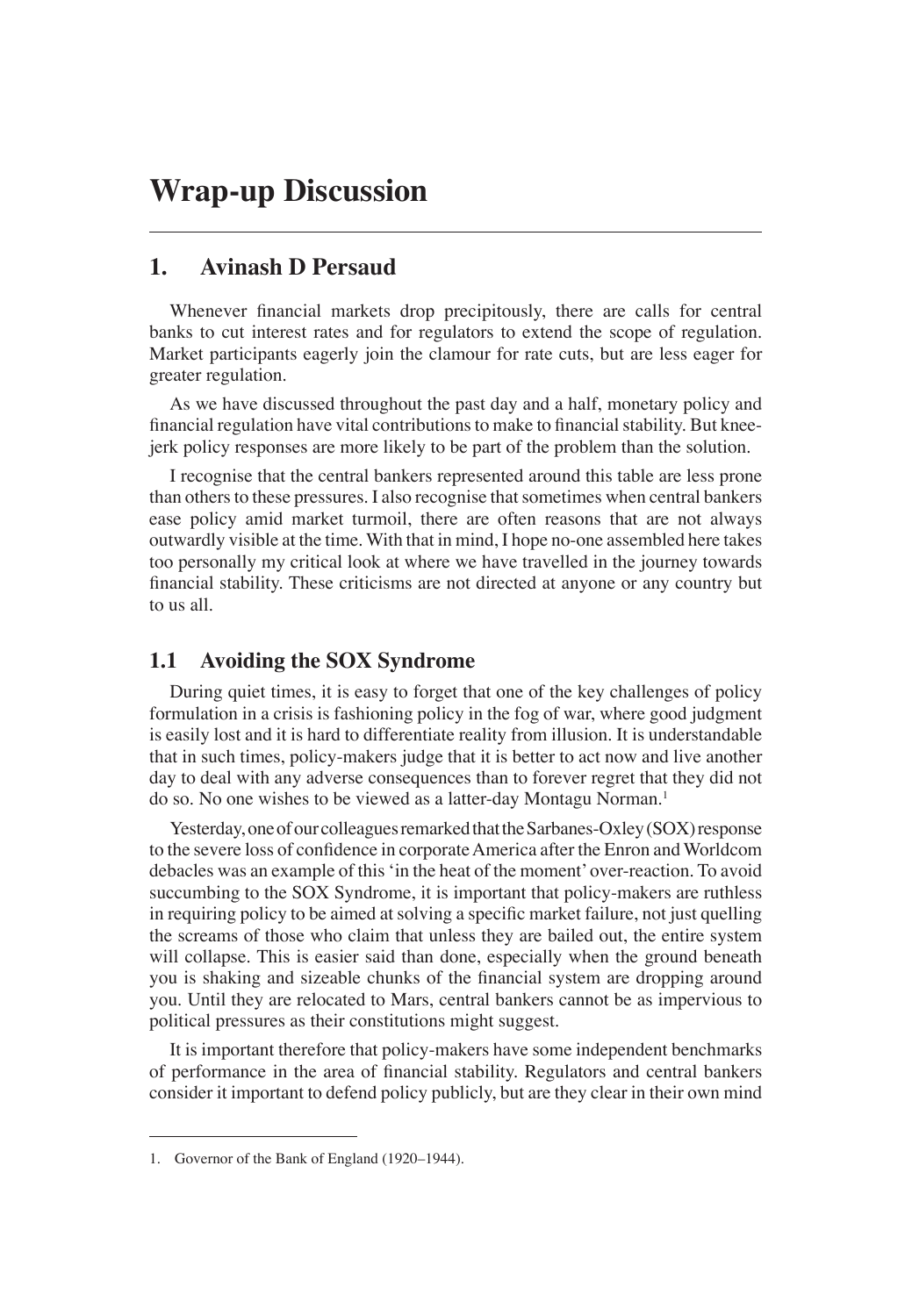# Wrap-up Discussion

## 1. Avinash D Persaud

Whenever financial markets drop precipitously, there are calls for central banks to cut interest rates and for regulators to extend the scope of regulation. Market participants eagerly join the clamour for rate cuts, but are less eager for greater regulation.

As we have discussed throughout the past day and a half, monetary policy and financial regulation have vital contributions to make to financial stability. But knee-jerk policy responses are more likely to be part of the problem than the solution.

I recognise that the central bankers represented around this table are less prone than others to these pressures. I also recognise that sometimes when central bankers ease policy amid market turmoil, there are often reasons that are not always outwardly visible at the time. With that in mind, I hope no-one assembled here takes too personally my critical look at where we have travelled in the journey towards financial stability. These criticisms are not directed at anyone or any country but to us all.

### 1.1 Avoiding the SOX Syndrome

During quiet times, it is easy to forget that one of the key challenges of policy formulation in a crisis is fashioning policy in the fog of war, where good judgment is easily lost and it is hard to differentiate reality from illusion. It is understandable that in such times, policy-makers judge that it is better to act now and live another day to deal with any adverse consequences than to forever regret that they did not do so. No one wishes to be viewed as a latter-day Montagu Norman.[1]

Yesterday, one of our colleagues remarked that the Sarbanes-Oxley (SOX) response to the severe loss of confidence in corporate America after the Enron and Worldcom debacles was an example of this 'in the heat of the moment' over-reaction. To avoid succumbing to the SOX Syndrome, it is important that policy-makers are ruthless in requiring policy to be aimed at solving a specific market failure, not just quelling the screams of those who claim that unless they are bailed out, the entire system will collapse. This is easier said than done, especially when the ground beneath you is shaking and sizeable chunks of the financial system are dropping around you. Until they are relocated to Mars, central bankers cannot be as impervious to political pressures as their constitutions might suggest.

It is important therefore that policy-makers have some independent benchmarks of performance in the area of financial stability. Regulators and central bankers consider it important to defend policy publicly, but are they clear in their own mind

---

1. Governor of the Bank of England (1920–1944).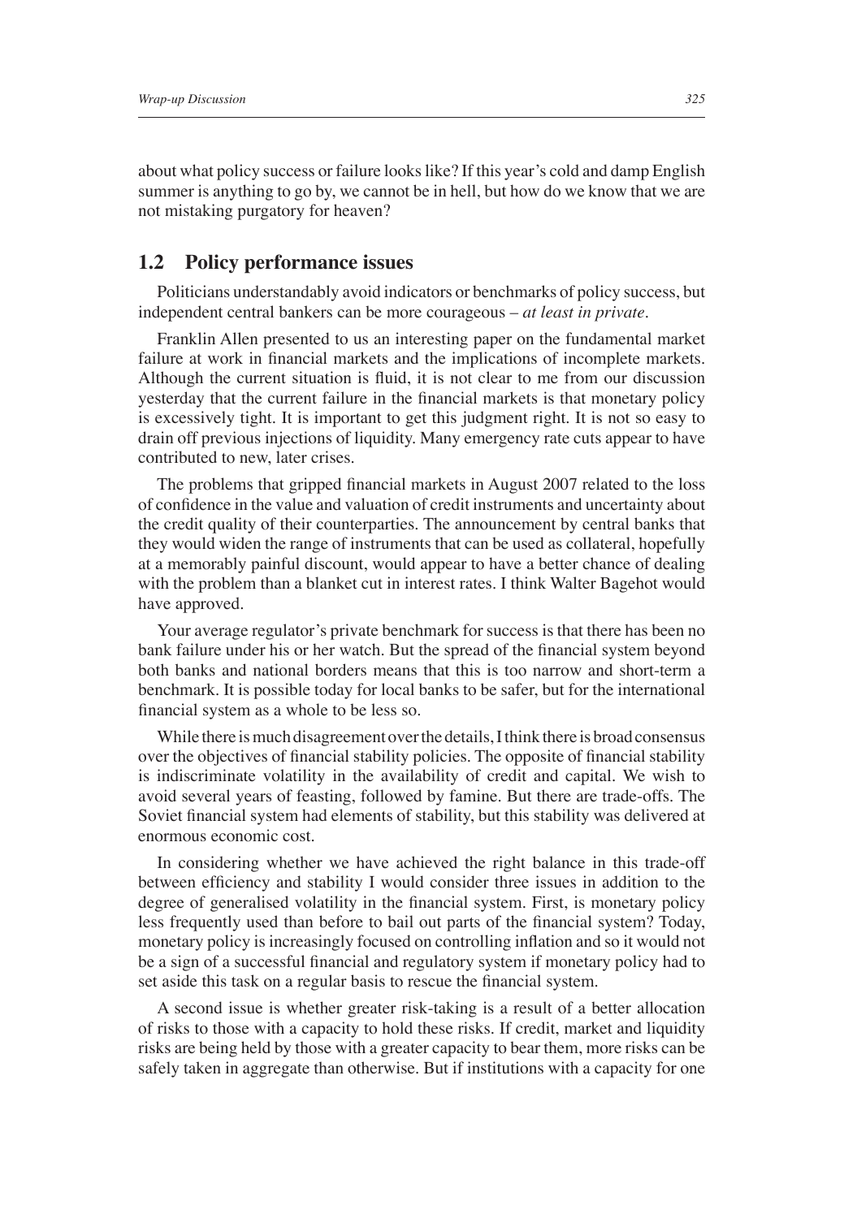about what policy success or failure looks like? If this year's cold and damp English summer is anything to go by, we cannot be in hell, but how do we know that we are not mistaking purgatory for heaven?

## 1.2 Policy performance issues

Politicians understandably avoid indicators or benchmarks of policy success, but independent central bankers can be more courageous – *at least in private*.

Franklin Allen presented to us an interesting paper on the fundamental market failure at work in financial markets and the implications of incomplete markets. Although the current situation is fluid, it is not clear to me from our discussion yesterday that the current failure in the financial markets is that monetary policy is excessively tight. It is important to get this judgment right. It is not so easy to drain off previous injections of liquidity. Many emergency rate cuts appear to have contributed to new, later crises.

The problems that gripped financial markets in August 2007 related to the loss of confidence in the value and valuation of credit instruments and uncertainty about the credit quality of their counterparties. The announcement by central banks that they would widen the range of instruments that can be used as collateral, hopefully at a memorably painful discount, would appear to have a better chance of dealing with the problem than a blanket cut in interest rates. I think Walter Bagehot would have approved.

Your average regulator's private benchmark for success is that there has been no bank failure under his or her watch. But the spread of the financial system beyond both banks and national borders means that this is too narrow and short-term a benchmark. It is possible today for local banks to be safer, but for the international financial system as a whole to be less so.

While there is much disagreement over the details, I think there is broad consensus over the objectives of financial stability policies. The opposite of financial stability is indiscriminate volatility in the availability of credit and capital. We wish to avoid several years of feasting, followed by famine. But there are trade-offs. The Soviet financial system had elements of stability, but this stability was delivered at enormous economic cost.

In considering whether we have achieved the right balance in this trade-off between efficiency and stability I would consider three issues in addition to the degree of generalised volatility in the financial system. First, is monetary policy less frequently used than before to bail out parts of the financial system? Today, monetary policy is increasingly focused on controlling inflation and so it would not be a sign of a successful financial and regulatory system if monetary policy had to set aside this task on a regular basis to rescue the financial system.

A second issue is whether greater risk-taking is a result of a better allocation of risks to those with a capacity to hold these risks. If credit, market and liquidity risks are being held by those with a greater capacity to bear them, more risks can be safely taken in aggregate than otherwise. But if institutions with a capacity for one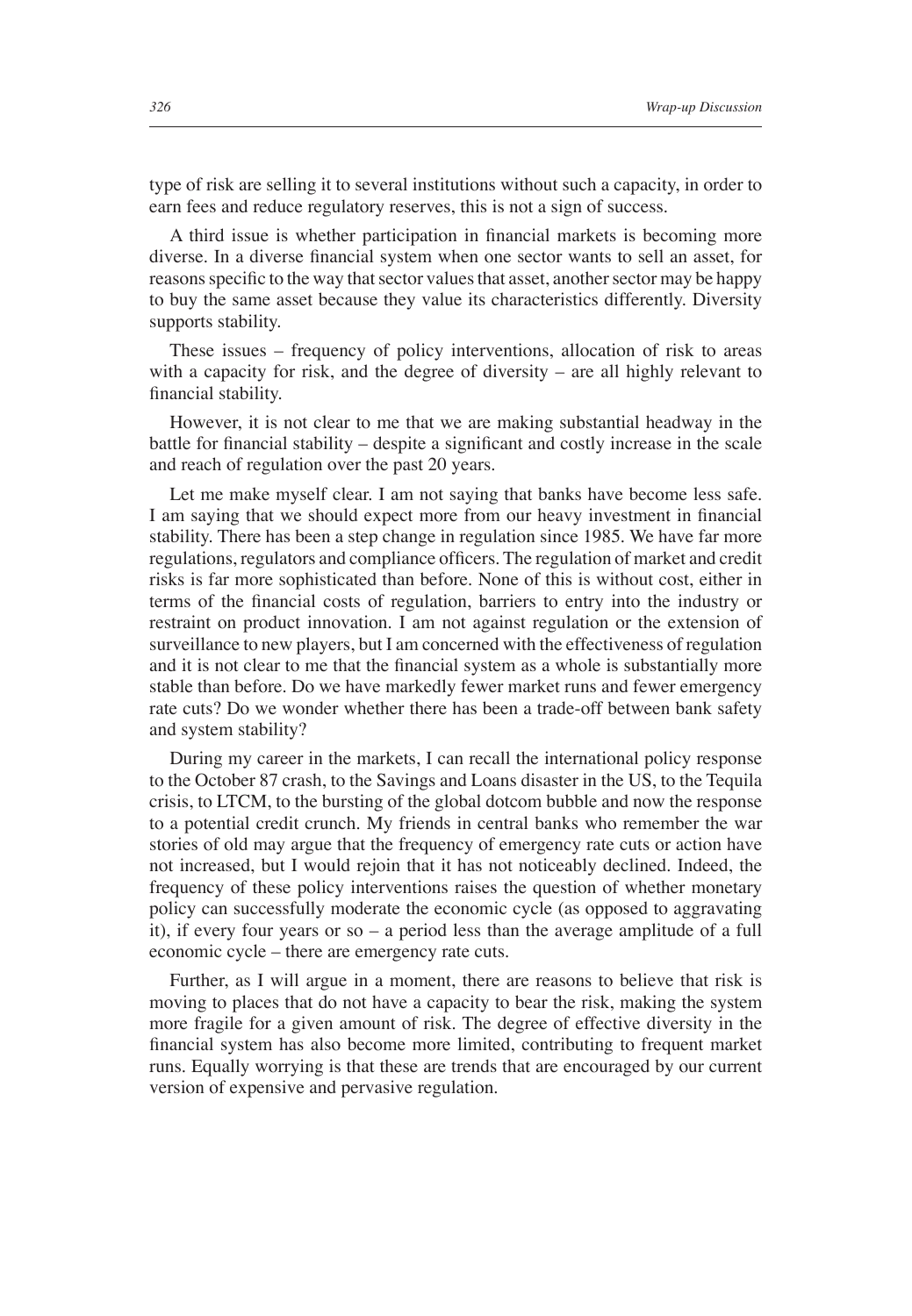type of risk are selling it to several institutions without such a capacity, in order to earn fees and reduce regulatory reserves, this is not a sign of success.

A third issue is whether participation in financial markets is becoming more diverse. In a diverse financial system when one sector wants to sell an asset, for reasons specific to the way that sector values that asset, another sector may be happy to buy the same asset because they value its characteristics differently. Diversity supports stability.

These issues – frequency of policy interventions, allocation of risk to areas with a capacity for risk, and the degree of diversity – are all highly relevant to financial stability.

However, it is not clear to me that we are making substantial headway in the battle for financial stability – despite a significant and costly increase in the scale and reach of regulation over the past 20 years.

Let me make myself clear. I am not saying that banks have become less safe. I am saying that we should expect more from our heavy investment in financial stability. There has been a step change in regulation since 1985. We have far more regulations, regulators and compliance officers. The regulation of market and credit risks is far more sophisticated than before. None of this is without cost, either in terms of the financial costs of regulation, barriers to entry into the industry or restraint on product innovation. I am not against regulation or the extension of surveillance to new players, but I am concerned with the effectiveness of regulation and it is not clear to me that the financial system as a whole is substantially more stable than before. Do we have markedly fewer market runs and fewer emergency rate cuts? Do we wonder whether there has been a trade-off between bank safety and system stability?

During my career in the markets, I can recall the international policy response to the October 87 crash, to the Savings and Loans disaster in the US, to the Tequila crisis, to LTCM, to the bursting of the global dotcom bubble and now the response to a potential credit crunch. My friends in central banks who remember the war stories of old may argue that the frequency of emergency rate cuts or action have not increased, but I would rejoin that it has not noticeably declined. Indeed, the frequency of these policy interventions raises the question of whether monetary policy can successfully moderate the economic cycle (as opposed to aggravating it), if every four years or so – a period less than the average amplitude of a full economic cycle – there are emergency rate cuts.

Further, as I will argue in a moment, there are reasons to believe that risk is moving to places that do not have a capacity to bear the risk, making the system more fragile for a given amount of risk. The degree of effective diversity in the financial system has also become more limited, contributing to frequent market runs. Equally worrying is that these are trends that are encouraged by our current version of expensive and pervasive regulation.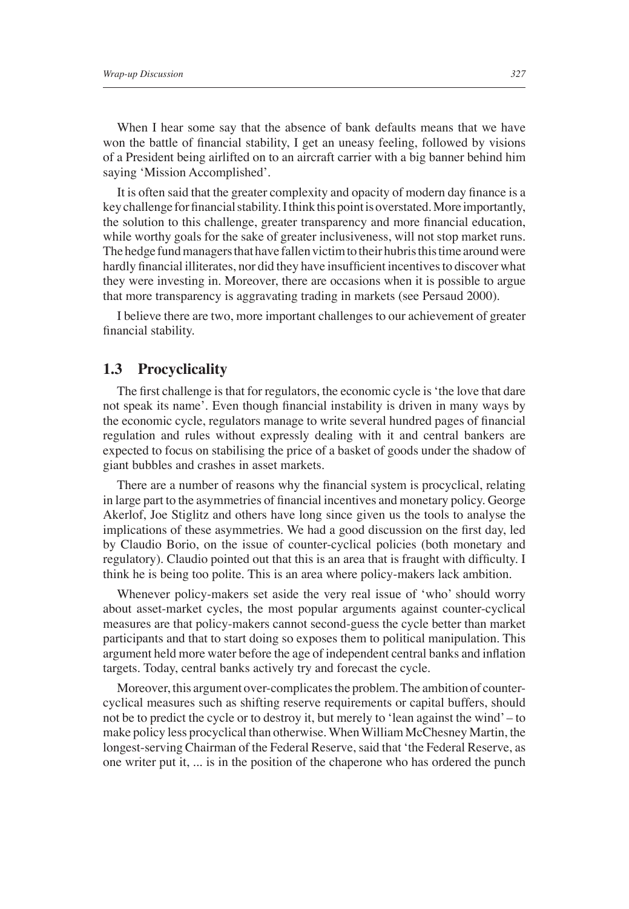When I hear some say that the absence of bank defaults means that we have won the battle of financial stability, I get an uneasy feeling, followed by visions of a President being airlifted on to an aircraft carrier with a big banner behind him saying 'Mission Accomplished'.

It is often said that the greater complexity and opacity of modern day finance is a key challenge for financial stability. I think this point is overstated. More importantly, the solution to this challenge, greater transparency and more financial education, while worthy goals for the sake of greater inclusiveness, will not stop market runs. The hedge fund managers that have fallen victim to their hubris this time around were hardly financial illiterates, nor did they have insufficient incentives to discover what they were investing in. Moreover, there are occasions when it is possible to argue that more transparency is aggravating trading in markets (see Persaud 2000).

I believe there are two, more important challenges to our achievement of greater financial stability.

## 1.3 Procyclicality

The first challenge is that for regulators, the economic cycle is 'the love that dare not speak its name'. Even though financial instability is driven in many ways by the economic cycle, regulators manage to write several hundred pages of financial regulation and rules without expressly dealing with it and central bankers are expected to focus on stabilising the price of a basket of goods under the shadow of giant bubbles and crashes in asset markets.

There are a number of reasons why the financial system is procyclical, relating in large part to the asymmetries of financial incentives and monetary policy. George Akerlof, Joe Stiglitz and others have long since given us the tools to analyse the implications of these asymmetries. We had a good discussion on the first day, led by Claudio Borio, on the issue of counter-cyclical policies (both monetary and regulatory). Claudio pointed out that this is an area that is fraught with difficulty. I think he is being too polite. This is an area where policy-makers lack ambition.

Whenever policy-makers set aside the very real issue of 'who' should worry about asset-market cycles, the most popular arguments against counter-cyclical measures are that policy-makers cannot second-guess the cycle better than market participants and that to start doing so exposes them to political manipulation. This argument held more water before the age of independent central banks and inflation targets. Today, central banks actively try and forecast the cycle.

Moreover, this argument over-complicates the problem. The ambition of counter-cyclical measures such as shifting reserve requirements or capital buffers, should not be to predict the cycle or to destroy it, but merely to 'lean against the wind' – to make policy less procyclical than otherwise. When William McChesney Martin, the longest-serving Chairman of the Federal Reserve, said that 'the Federal Reserve, as one writer put it, ... is in the position of the chaperone who has ordered the punch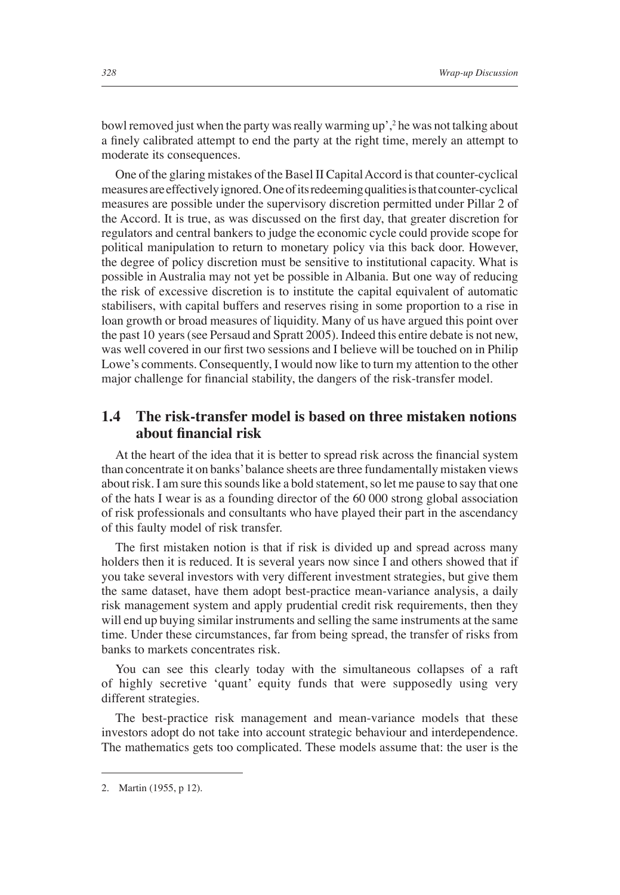bowl removed just when the party was really warming up',[2] he was not talking about a finely calibrated attempt to end the party at the right time, merely an attempt to moderate its consequences.

One of the glaring mistakes of the Basel II Capital Accord is that counter-cyclical measures are effectively ignored. One of its redeeming qualities is that counter-cyclical measures are possible under the supervisory discretion permitted under Pillar 2 of the Accord. It is true, as was discussed on the first day, that greater discretion for regulators and central bankers to judge the economic cycle could provide scope for political manipulation to return to monetary policy via this back door. However, the degree of policy discretion must be sensitive to institutional capacity. What is possible in Australia may not yet be possible in Albania. But one way of reducing the risk of excessive discretion is to institute the capital equivalent of automatic stabilisers, with capital buffers and reserves rising in some proportion to a rise in loan growth or broad measures of liquidity. Many of us have argued this point over the past 10 years (see Persaud and Spratt 2005). Indeed this entire debate is not new, was well covered in our first two sessions and I believe will be touched on in Philip Lowe's comments. Consequently, I would now like to turn my attention to the other major challenge for financial stability, the dangers of the risk-transfer model.

## 1.4 The risk-transfer model is based on three mistaken notions about financial risk

At the heart of the idea that it is better to spread risk across the financial system than concentrate it on banks' balance sheets are three fundamentally mistaken views about risk. I am sure this sounds like a bold statement, so let me pause to say that one of the hats I wear is as a founding director of the 60 000 strong global association of risk professionals and consultants who have played their part in the ascendancy of this faulty model of risk transfer.

The first mistaken notion is that if risk is divided up and spread across many holders then it is reduced. It is several years now since I and others showed that if you take several investors with very different investment strategies, but give them the same dataset, have them adopt best-practice mean-variance analysis, a daily risk management system and apply prudential credit risk requirements, then they will end up buying similar instruments and selling the same instruments at the same time. Under these circumstances, far from being spread, the transfer of risks from banks to markets concentrates risk.

You can see this clearly today with the simultaneous collapses of a raft of highly secretive 'quant' equity funds that were supposedly using very different strategies.

The best-practice risk management and mean-variance models that these investors adopt do not take into account strategic behaviour and interdependence. The mathematics gets too complicated. These models assume that: the user is the

2. Martin (1955, p 12).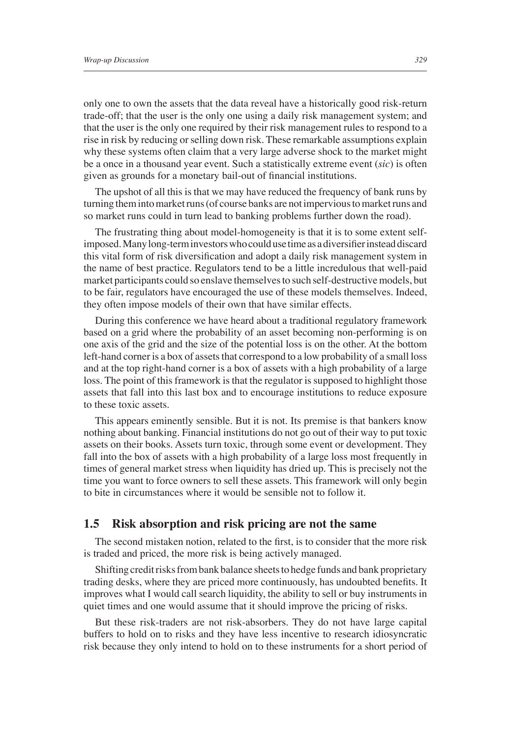only one to own the assets that the data reveal have a historically good risk-return trade-off; that the user is the only one using a daily risk management system; and that the user is the only one required by their risk management rules to respond to a rise in risk by reducing or selling down risk. These remarkable assumptions explain why these systems often claim that a very large adverse shock to the market might be a once in a thousand year event. Such a statistically extreme event (*sic*) is often given as grounds for a monetary bail-out of financial institutions.

The upshot of all this is that we may have reduced the frequency of bank runs by turning them into market runs (of course banks are not impervious to market runs and so market runs could in turn lead to banking problems further down the road).

The frustrating thing about model-homogeneity is that it is to some extent self-imposed. Many long-term investors who could use time as a diversifier instead discard this vital form of risk diversification and adopt a daily risk management system in the name of best practice. Regulators tend to be a little incredulous that well-paid market participants could so enslave themselves to such self-destructive models, but to be fair, regulators have encouraged the use of these models themselves. Indeed, they often impose models of their own that have similar effects.

During this conference we have heard about a traditional regulatory framework based on a grid where the probability of an asset becoming non-performing is on one axis of the grid and the size of the potential loss is on the other. At the bottom left-hand corner is a box of assets that correspond to a low probability of a small loss and at the top right-hand corner is a box of assets with a high probability of a large loss. The point of this framework is that the regulator is supposed to highlight those assets that fall into this last box and to encourage institutions to reduce exposure to these toxic assets.

This appears eminently sensible. But it is not. Its premise is that bankers know nothing about banking. Financial institutions do not go out of their way to put toxic assets on their books. Assets turn toxic, through some event or development. They fall into the box of assets with a high probability of a large loss most frequently in times of general market stress when liquidity has dried up. This is precisely not the time you want to force owners to sell these assets. This framework will only begin to bite in circumstances where it would be sensible not to follow it.

## 1.5 Risk absorption and risk pricing are not the same

The second mistaken notion, related to the first, is to consider that the more risk is traded and priced, the more risk is being actively managed.

Shifting credit risks from bank balance sheets to hedge funds and bank proprietary trading desks, where they are priced more continuously, has undoubted benefits. It improves what I would call search liquidity, the ability to sell or buy instruments in quiet times and one would assume that it should improve the pricing of risks.

But these risk-traders are not risk-absorbers. They do not have large capital buffers to hold on to risks and they have less incentive to research idiosyncratic risk because they only intend to hold on to these instruments for a short period of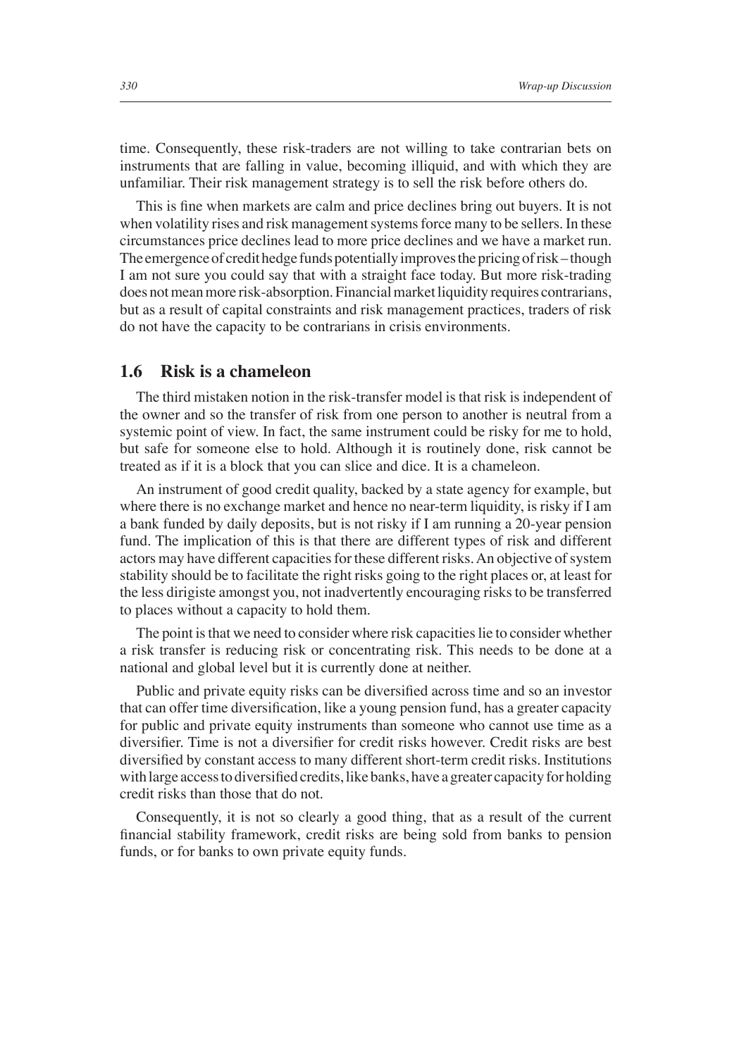time. Consequently, these risk-traders are not willing to take contrarian bets on instruments that are falling in value, becoming illiquid, and with which they are unfamiliar. Their risk management strategy is to sell the risk before others do.

This is fine when markets are calm and price declines bring out buyers. It is not when volatility rises and risk management systems force many to be sellers. In these circumstances price declines lead to more price declines and we have a market run. The emergence of credit hedge funds potentially improves the pricing of risk – though I am not sure you could say that with a straight face today. But more risk-trading does not mean more risk-absorption. Financial market liquidity requires contrarians, but as a result of capital constraints and risk management practices, traders of risk do not have the capacity to be contrarians in crisis environments.

## 1.6 Risk is a chameleon

The third mistaken notion in the risk-transfer model is that risk is independent of the owner and so the transfer of risk from one person to another is neutral from a systemic point of view. In fact, the same instrument could be risky for me to hold, but safe for someone else to hold. Although it is routinely done, risk cannot be treated as if it is a block that you can slice and dice. It is a chameleon.

An instrument of good credit quality, backed by a state agency for example, but where there is no exchange market and hence no near-term liquidity, is risky if I am a bank funded by daily deposits, but is not risky if I am running a 20-year pension fund. The implication of this is that there are different types of risk and different actors may have different capacities for these different risks. An objective of system stability should be to facilitate the right risks going to the right places or, at least for the less dirigiste amongst you, not inadvertently encouraging risks to be transferred to places without a capacity to hold them.

The point is that we need to consider where risk capacities lie to consider whether a risk transfer is reducing risk or concentrating risk. This needs to be done at a national and global level but it is currently done at neither.

Public and private equity risks can be diversified across time and so an investor that can offer time diversification, like a young pension fund, has a greater capacity for public and private equity instruments than someone who cannot use time as a diversifier. Time is not a diversifier for credit risks however. Credit risks are best diversified by constant access to many different short-term credit risks. Institutions with large access to diversified credits, like banks, have a greater capacity for holding credit risks than those that do not.

Consequently, it is not so clearly a good thing, that as a result of the current financial stability framework, credit risks are being sold from banks to pension funds, or for banks to own private equity funds.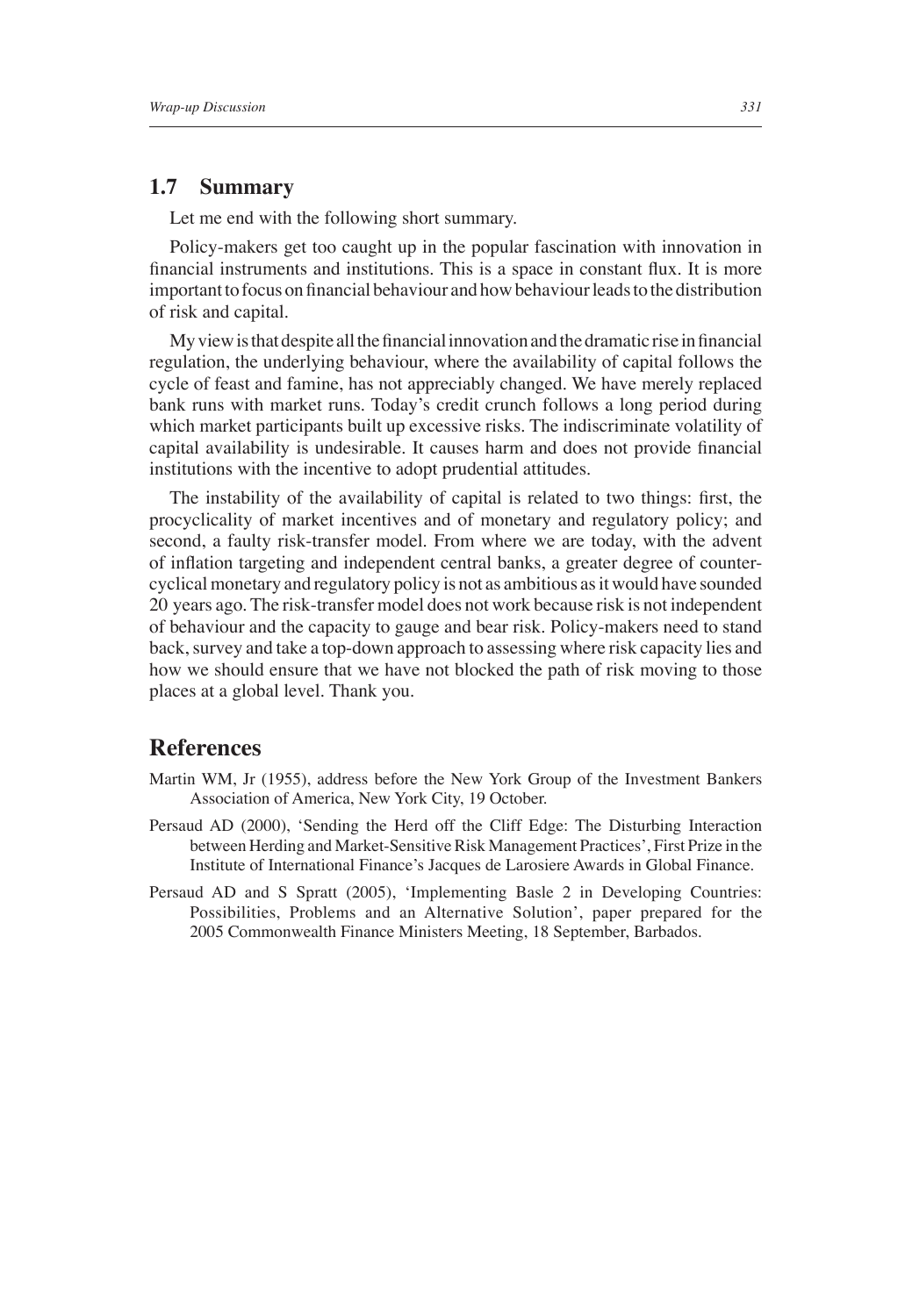## 1.7 Summary

Let me end with the following short summary.

Policy-makers get too caught up in the popular fascination with innovation in financial instruments and institutions. This is a space in constant flux. It is more important to focus on financial behaviour and how behaviour leads to the distribution of risk and capital.

My view is that despite all the financial innovation and the dramatic rise in financial regulation, the underlying behaviour, where the availability of capital follows the cycle of feast and famine, has not appreciably changed. We have merely replaced bank runs with market runs. Today's credit crunch follows a long period during which market participants built up excessive risks. The indiscriminate volatility of capital availability is undesirable. It causes harm and does not provide financial institutions with the incentive to adopt prudential attitudes.

The instability of the availability of capital is related to two things: first, the procyclicality of market incentives and of monetary and regulatory policy; and second, a faulty risk-transfer model. From where we are today, with the advent of inflation targeting and independent central banks, a greater degree of counter-cyclical monetary and regulatory policy is not as ambitious as it would have sounded 20 years ago. The risk-transfer model does not work because risk is not independent of behaviour and the capacity to gauge and bear risk. Policy-makers need to stand back, survey and take a top-down approach to assessing where risk capacity lies and how we should ensure that we have not blocked the path of risk moving to those places at a global level. Thank you.

# References

Martin WM, Jr (1955), address before the New York Group of the Investment Bankers Association of America, New York City, 19 October.

Persaud AD (2000), 'Sending the Herd off the Cliff Edge: The Disturbing Interaction between Herding and Market-Sensitive Risk Management Practices', First Prize in the Institute of International Finance's Jacques de Larosiere Awards in Global Finance.

Persaud AD and S Spratt (2005), 'Implementing Basle 2 in Developing Countries: Possibilities, Problems and an Alternative Solution', paper prepared for the 2005 Commonwealth Finance Ministers Meeting, 18 September, Barbados.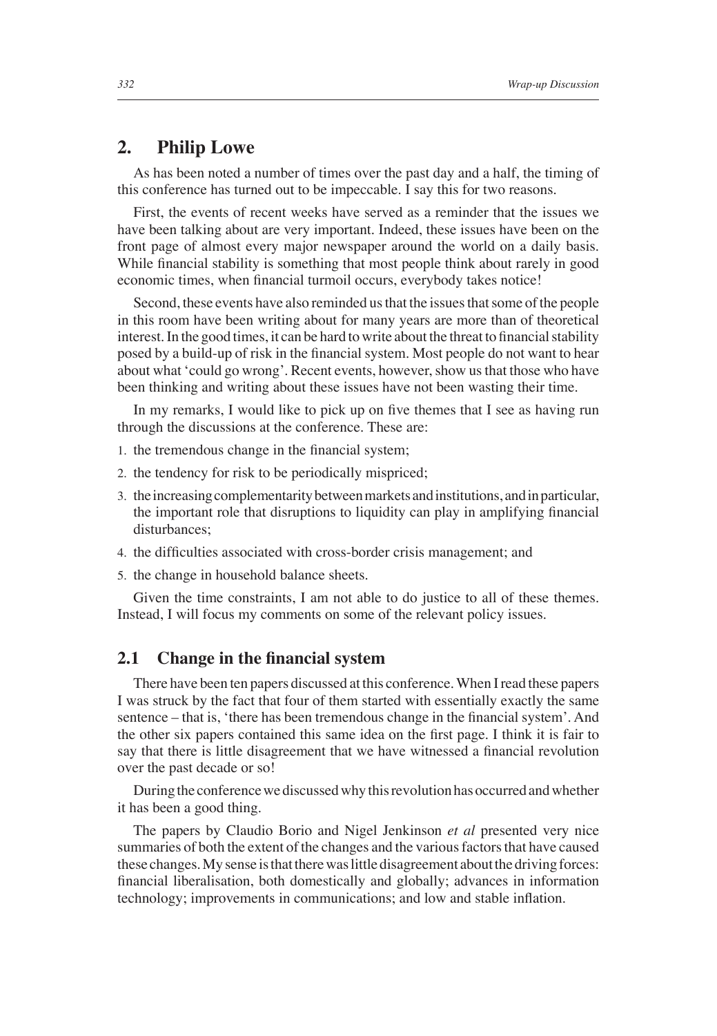## 2. Philip Lowe

As has been noted a number of times over the past day and a half, the timing of this conference has turned out to be impeccable. I say this for two reasons.

First, the events of recent weeks have served as a reminder that the issues we have been talking about are very important. Indeed, these issues have been on the front page of almost every major newspaper around the world on a daily basis. While financial stability is something that most people think about rarely in good economic times, when financial turmoil occurs, everybody takes notice!

Second, these events have also reminded us that the issues that some of the people in this room have been writing about for many years are more than of theoretical interest. In the good times, it can be hard to write about the threat to financial stability posed by a build-up of risk in the financial system. Most people do not want to hear about what 'could go wrong'. Recent events, however, show us that those who have been thinking and writing about these issues have not been wasting their time.

In my remarks, I would like to pick up on five themes that I see as having run through the discussions at the conference. These are:

1. the tremendous change in the financial system;
2. the tendency for risk to be periodically mispriced;
3. the increasing complementarity between markets and institutions, and in particular, the important role that disruptions to liquidity can play in amplifying financial disturbances;
4. the difficulties associated with cross-border crisis management; and
5. the change in household balance sheets.

Given the time constraints, I am not able to do justice to all of these themes. Instead, I will focus my comments on some of the relevant policy issues.

### 2.1 Change in the financial system

There have been ten papers discussed at this conference. When I read these papers I was struck by the fact that four of them started with essentially exactly the same sentence – that is, 'there has been tremendous change in the financial system'. And the other six papers contained this same idea on the first page. I think it is fair to say that there is little disagreement that we have witnessed a financial revolution over the past decade or so!

During the conference we discussed why this revolution has occurred and whether it has been a good thing.

The papers by Claudio Borio and Nigel Jenkinson *et al* presented very nice summaries of both the extent of the changes and the various factors that have caused these changes. My sense is that there was little disagreement about the driving forces: financial liberalisation, both domestically and globally; advances in information technology; improvements in communications; and low and stable inflation.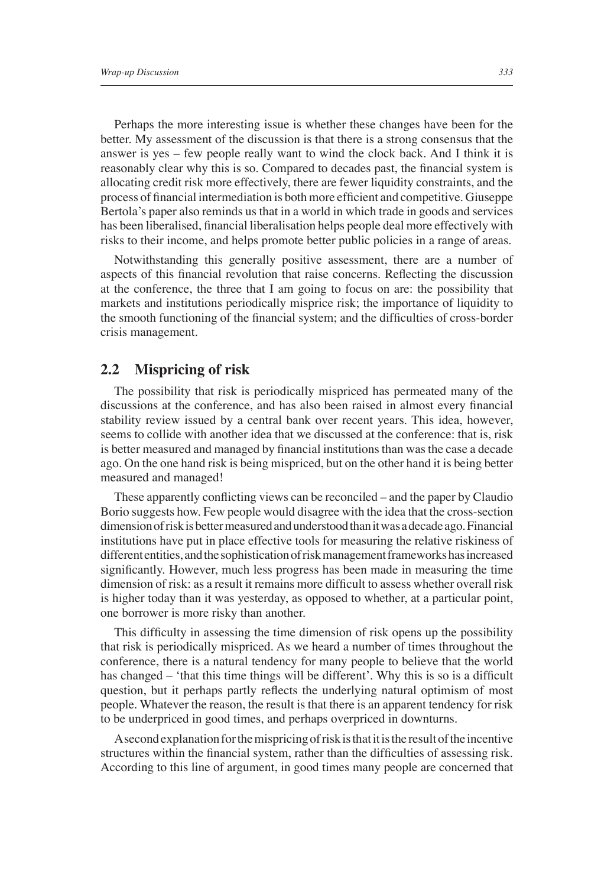Perhaps the more interesting issue is whether these changes have been for the better. My assessment of the discussion is that there is a strong consensus that the answer is yes – few people really want to wind the clock back. And I think it is reasonably clear why this is so. Compared to decades past, the financial system is allocating credit risk more effectively, there are fewer liquidity constraints, and the process of financial intermediation is both more efficient and competitive. Giuseppe Bertola's paper also reminds us that in a world in which trade in goods and services has been liberalised, financial liberalisation helps people deal more effectively with risks to their income, and helps promote better public policies in a range of areas.

Notwithstanding this generally positive assessment, there are a number of aspects of this financial revolution that raise concerns. Reflecting the discussion at the conference, the three that I am going to focus on are: the possibility that markets and institutions periodically misprice risk; the importance of liquidity to the smooth functioning of the financial system; and the difficulties of cross-border crisis management.

## 2.2 Mispricing of risk

The possibility that risk is periodically mispriced has permeated many of the discussions at the conference, and has also been raised in almost every financial stability review issued by a central bank over recent years. This idea, however, seems to collide with another idea that we discussed at the conference: that is, risk is better measured and managed by financial institutions than was the case a decade ago. On the one hand risk is being mispriced, but on the other hand it is being better measured and managed!

These apparently conflicting views can be reconciled – and the paper by Claudio Borio suggests how. Few people would disagree with the idea that the cross-section dimension of risk is better measured and understood than it was a decade ago. Financial institutions have put in place effective tools for measuring the relative riskiness of different entities, and the sophistication of risk management frameworks has increased significantly. However, much less progress has been made in measuring the time dimension of risk: as a result it remains more difficult to assess whether overall risk is higher today than it was yesterday, as opposed to whether, at a particular point, one borrower is more risky than another.

This difficulty in assessing the time dimension of risk opens up the possibility that risk is periodically mispriced. As we heard a number of times throughout the conference, there is a natural tendency for many people to believe that the world has changed – 'that this time things will be different'. Why this is so is a difficult question, but it perhaps partly reflects the underlying natural optimism of most people. Whatever the reason, the result is that there is an apparent tendency for risk to be underpriced in good times, and perhaps overpriced in downturns.

A second explanation for the mispricing of risk is that it is the result of the incentive structures within the financial system, rather than the difficulties of assessing risk. According to this line of argument, in good times many people are concerned that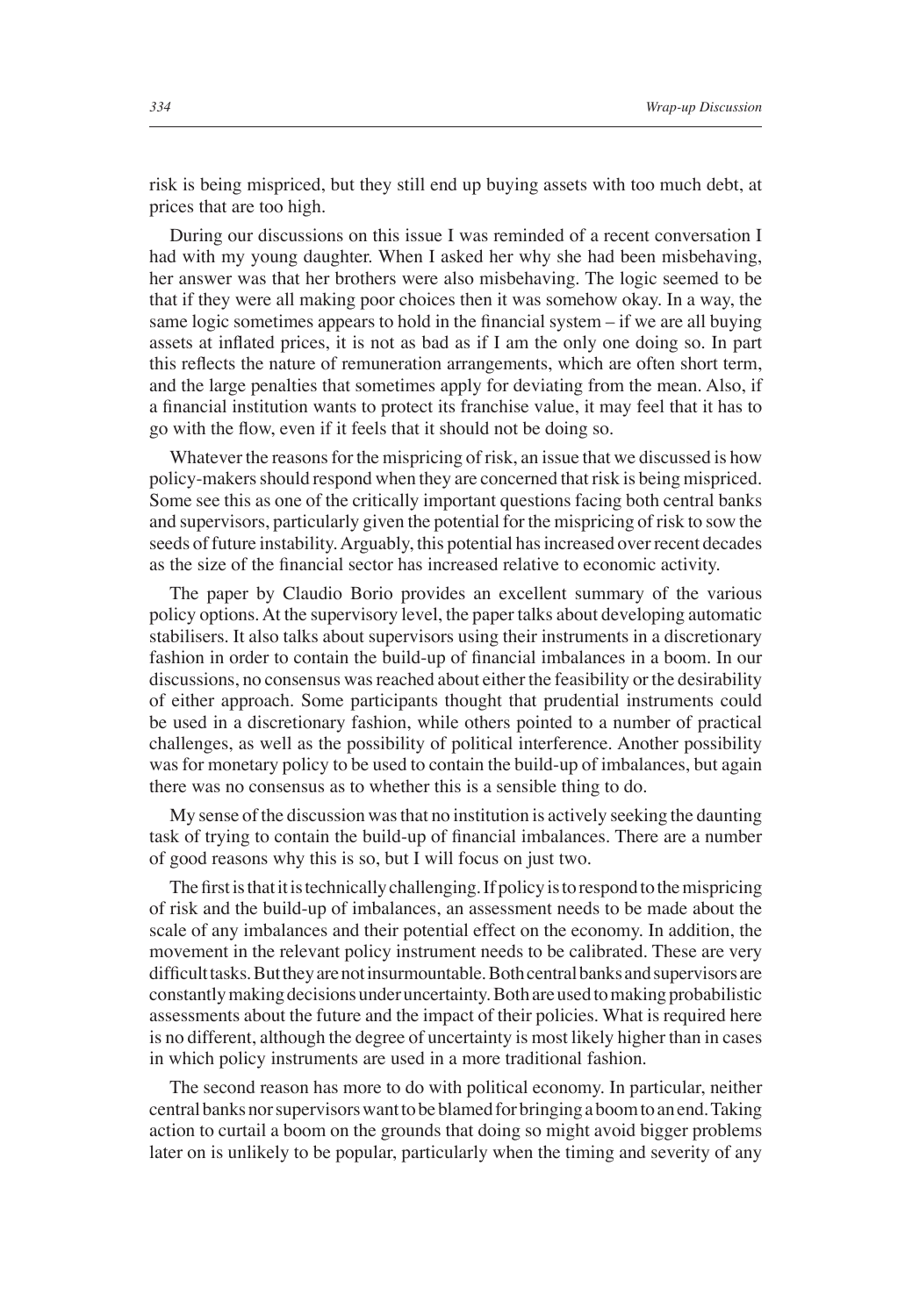risk is being mispriced, but they still end up buying assets with too much debt, at prices that are too high.

During our discussions on this issue I was reminded of a recent conversation I had with my young daughter. When I asked her why she had been misbehaving, her answer was that her brothers were also misbehaving. The logic seemed to be that if they were all making poor choices then it was somehow okay. In a way, the same logic sometimes appears to hold in the financial system – if we are all buying assets at inflated prices, it is not as bad as if I am the only one doing so. In part this reflects the nature of remuneration arrangements, which are often short term, and the large penalties that sometimes apply for deviating from the mean. Also, if a financial institution wants to protect its franchise value, it may feel that it has to go with the flow, even if it feels that it should not be doing so.

Whatever the reasons for the mispricing of risk, an issue that we discussed is how policy-makers should respond when they are concerned that risk is being mispriced. Some see this as one of the critically important questions facing both central banks and supervisors, particularly given the potential for the mispricing of risk to sow the seeds of future instability. Arguably, this potential has increased over recent decades as the size of the financial sector has increased relative to economic activity.

The paper by Claudio Borio provides an excellent summary of the various policy options. At the supervisory level, the paper talks about developing automatic stabilisers. It also talks about supervisors using their instruments in a discretionary fashion in order to contain the build-up of financial imbalances in a boom. In our discussions, no consensus was reached about either the feasibility or the desirability of either approach. Some participants thought that prudential instruments could be used in a discretionary fashion, while others pointed to a number of practical challenges, as well as the possibility of political interference. Another possibility was for monetary policy to be used to contain the build-up of imbalances, but again there was no consensus as to whether this is a sensible thing to do.

My sense of the discussion was that no institution is actively seeking the daunting task of trying to contain the build-up of financial imbalances. There are a number of good reasons why this is so, but I will focus on just two.

The first is that it is technically challenging. If policy is to respond to the mispricing of risk and the build-up of imbalances, an assessment needs to be made about the scale of any imbalances and their potential effect on the economy. In addition, the movement in the relevant policy instrument needs to be calibrated. These are very difficult tasks. But they are not insurmountable. Both central banks and supervisors are constantly making decisions under uncertainty. Both are used to making probabilistic assessments about the future and the impact of their policies. What is required here is no different, although the degree of uncertainty is most likely higher than in cases in which policy instruments are used in a more traditional fashion.

The second reason has more to do with political economy. In particular, neither central banks nor supervisors want to be blamed for bringing a boom to an end. Taking action to curtail a boom on the grounds that doing so might avoid bigger problems later on is unlikely to be popular, particularly when the timing and severity of any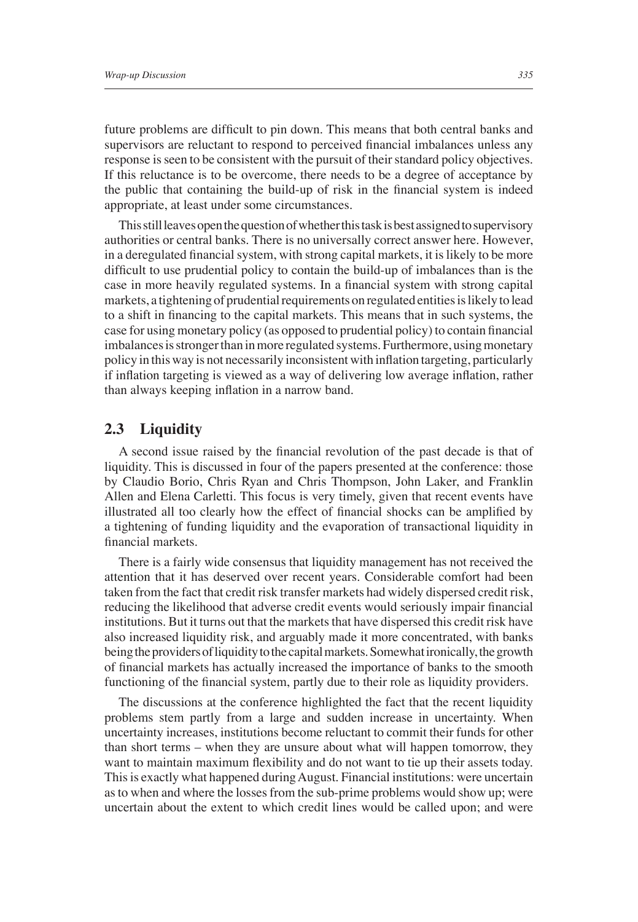future problems are difficult to pin down. This means that both central banks and supervisors are reluctant to respond to perceived financial imbalances unless any response is seen to be consistent with the pursuit of their standard policy objectives. If this reluctance is to be overcome, there needs to be a degree of acceptance by the public that containing the build-up of risk in the financial system is indeed appropriate, at least under some circumstances.

This still leaves open the question of whether this task is best assigned to supervisory authorities or central banks. There is no universally correct answer here. However, in a deregulated financial system, with strong capital markets, it is likely to be more difficult to use prudential policy to contain the build-up of imbalances than is the case in more heavily regulated systems. In a financial system with strong capital markets, a tightening of prudential requirements on regulated entities is likely to lead to a shift in financing to the capital markets. This means that in such systems, the case for using monetary policy (as opposed to prudential policy) to contain financial imbalances is stronger than in more regulated systems. Furthermore, using monetary policy in this way is not necessarily inconsistent with inflation targeting, particularly if inflation targeting is viewed as a way of delivering low average inflation, rather than always keeping inflation in a narrow band.

## 2.3 Liquidity

A second issue raised by the financial revolution of the past decade is that of liquidity. This is discussed in four of the papers presented at the conference: those by Claudio Borio, Chris Ryan and Chris Thompson, John Laker, and Franklin Allen and Elena Carletti. This focus is very timely, given that recent events have illustrated all too clearly how the effect of financial shocks can be amplified by a tightening of funding liquidity and the evaporation of transactional liquidity in financial markets.

There is a fairly wide consensus that liquidity management has not received the attention that it has deserved over recent years. Considerable comfort had been taken from the fact that credit risk transfer markets had widely dispersed credit risk, reducing the likelihood that adverse credit events would seriously impair financial institutions. But it turns out that the markets that have dispersed this credit risk have also increased liquidity risk, and arguably made it more concentrated, with banks being the providers of liquidity to the capital markets. Somewhat ironically, the growth of financial markets has actually increased the importance of banks to the smooth functioning of the financial system, partly due to their role as liquidity providers.

The discussions at the conference highlighted the fact that the recent liquidity problems stem partly from a large and sudden increase in uncertainty. When uncertainty increases, institutions become reluctant to commit their funds for other than short terms – when they are unsure about what will happen tomorrow, they want to maintain maximum flexibility and do not want to tie up their assets today. This is exactly what happened during August. Financial institutions: were uncertain as to when and where the losses from the sub-prime problems would show up; were uncertain about the extent to which credit lines would be called upon; and were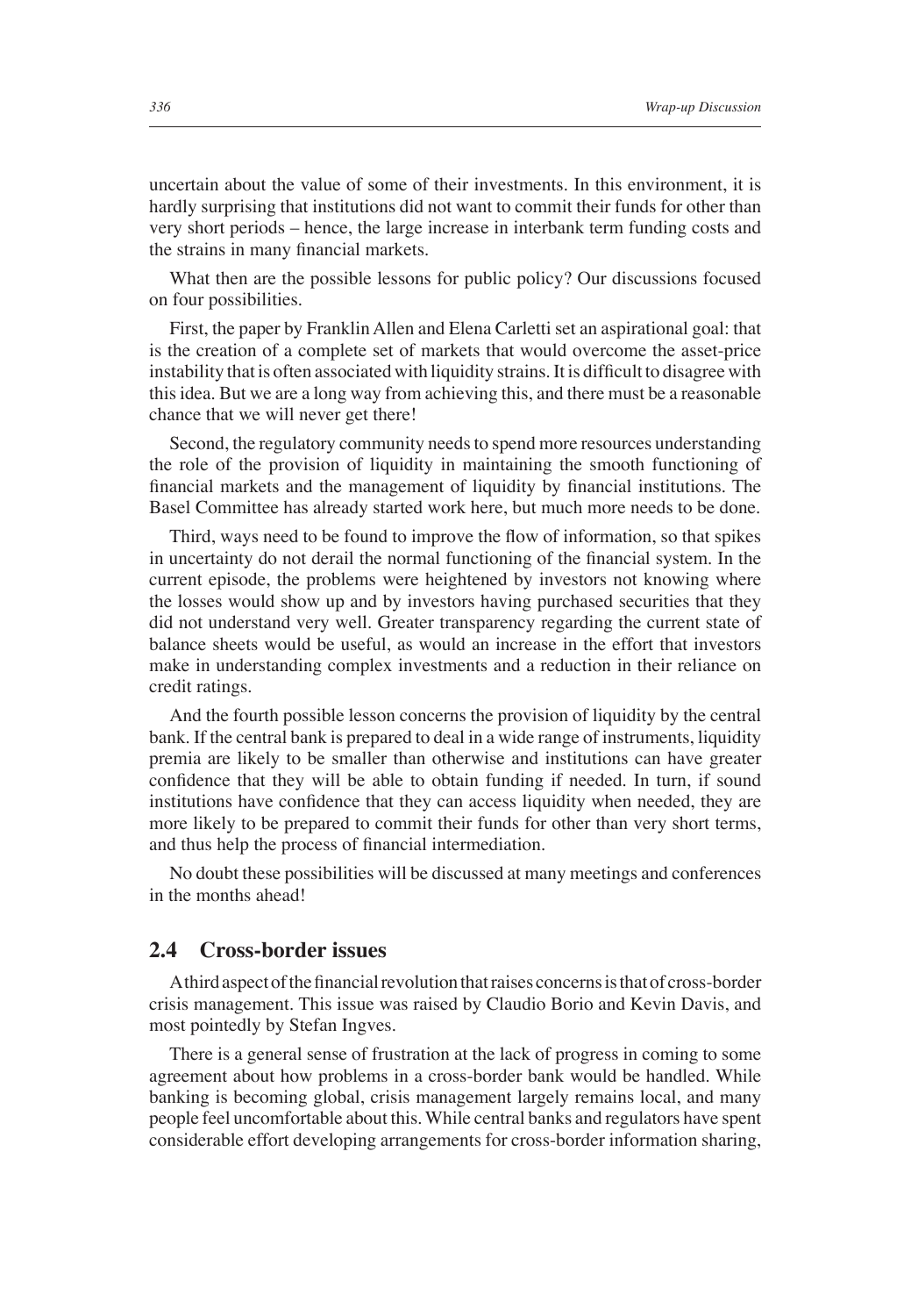uncertain about the value of some of their investments. In this environment, it is hardly surprising that institutions did not want to commit their funds for other than very short periods – hence, the large increase in interbank term funding costs and the strains in many financial markets.

What then are the possible lessons for public policy? Our discussions focused on four possibilities.

First, the paper by Franklin Allen and Elena Carletti set an aspirational goal: that is the creation of a complete set of markets that would overcome the asset-price instability that is often associated with liquidity strains. It is difficult to disagree with this idea. But we are a long way from achieving this, and there must be a reasonable chance that we will never get there!

Second, the regulatory community needs to spend more resources understanding the role of the provision of liquidity in maintaining the smooth functioning of financial markets and the management of liquidity by financial institutions. The Basel Committee has already started work here, but much more needs to be done.

Third, ways need to be found to improve the flow of information, so that spikes in uncertainty do not derail the normal functioning of the financial system. In the current episode, the problems were heightened by investors not knowing where the losses would show up and by investors having purchased securities that they did not understand very well. Greater transparency regarding the current state of balance sheets would be useful, as would an increase in the effort that investors make in understanding complex investments and a reduction in their reliance on credit ratings.

And the fourth possible lesson concerns the provision of liquidity by the central bank. If the central bank is prepared to deal in a wide range of instruments, liquidity premia are likely to be smaller than otherwise and institutions can have greater confidence that they will be able to obtain funding if needed. In turn, if sound institutions have confidence that they can access liquidity when needed, they are more likely to be prepared to commit their funds for other than very short terms, and thus help the process of financial intermediation.

No doubt these possibilities will be discussed at many meetings and conferences in the months ahead!

## 2.4 Cross-border issues

A third aspect of the financial revolution that raises concerns is that of cross-border crisis management. This issue was raised by Claudio Borio and Kevin Davis, and most pointedly by Stefan Ingves.

There is a general sense of frustration at the lack of progress in coming to some agreement about how problems in a cross-border bank would be handled. While banking is becoming global, crisis management largely remains local, and many people feel uncomfortable about this. While central banks and regulators have spent considerable effort developing arrangements for cross-border information sharing,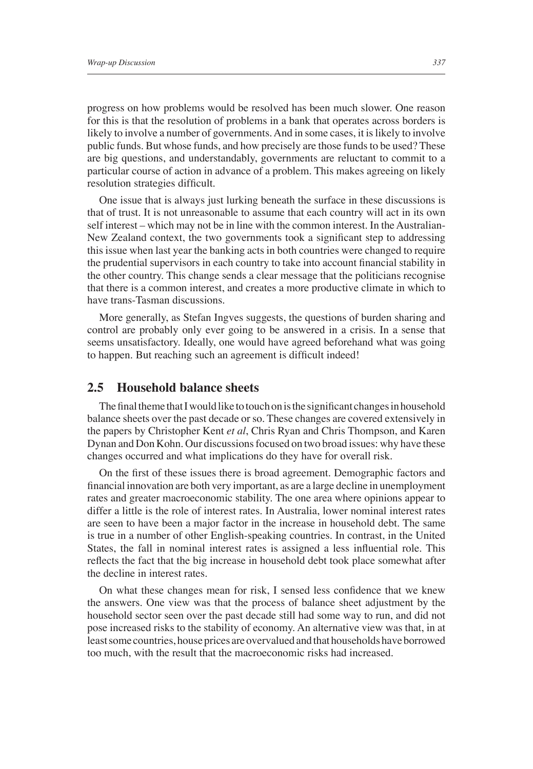progress on how problems would be resolved has been much slower. One reason for this is that the resolution of problems in a bank that operates across borders is likely to involve a number of governments. And in some cases, it is likely to involve public funds. But whose funds, and how precisely are those funds to be used? These are big questions, and understandably, governments are reluctant to commit to a particular course of action in advance of a problem. This makes agreeing on likely resolution strategies difficult.

One issue that is always just lurking beneath the surface in these discussions is that of trust. It is not unreasonable to assume that each country will act in its own self interest – which may not be in line with the common interest. In the Australian-New Zealand context, the two governments took a significant step to addressing this issue when last year the banking acts in both countries were changed to require the prudential supervisors in each country to take into account financial stability in the other country. This change sends a clear message that the politicians recognise that there is a common interest, and creates a more productive climate in which to have trans-Tasman discussions.

More generally, as Stefan Ingves suggests, the questions of burden sharing and control are probably only ever going to be answered in a crisis. In a sense that seems unsatisfactory. Ideally, one would have agreed beforehand what was going to happen. But reaching such an agreement is difficult indeed!

## 2.5 Household balance sheets

The final theme that I would like to touch on is the significant changes in household balance sheets over the past decade or so. These changes are covered extensively in the papers by Christopher Kent *et al*, Chris Ryan and Chris Thompson, and Karen Dynan and Don Kohn. Our discussions focused on two broad issues: why have these changes occurred and what implications do they have for overall risk.

On the first of these issues there is broad agreement. Demographic factors and financial innovation are both very important, as are a large decline in unemployment rates and greater macroeconomic stability. The one area where opinions appear to differ a little is the role of interest rates. In Australia, lower nominal interest rates are seen to have been a major factor in the increase in household debt. The same is true in a number of other English-speaking countries. In contrast, in the United States, the fall in nominal interest rates is assigned a less influential role. This reflects the fact that the big increase in household debt took place somewhat after the decline in interest rates.

On what these changes mean for risk, I sensed less confidence that we knew the answers. One view was that the process of balance sheet adjustment by the household sector seen over the past decade still had some way to run, and did not pose increased risks to the stability of economy. An alternative view was that, in at least some countries, house prices are overvalued and that households have borrowed too much, with the result that the macroeconomic risks had increased.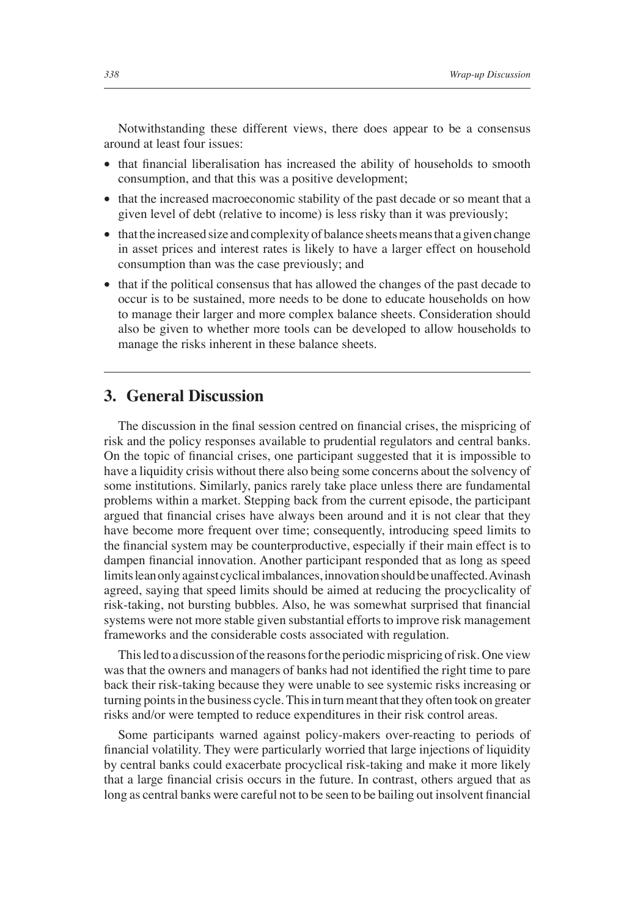Notwithstanding these different views, there does appear to be a consensus around at least four issues:

- that financial liberalisation has increased the ability of households to smooth consumption, and that this was a positive development;
- that the increased macroeconomic stability of the past decade or so meant that a given level of debt (relative to income) is less risky than it was previously;
- that the increased size and complexity of balance sheets means that a given change in asset prices and interest rates is likely to have a larger effect on household consumption than was the case previously; and
- that if the political consensus that has allowed the changes of the past decade to occur is to be sustained, more needs to be done to educate households on how to manage their larger and more complex balance sheets. Consideration should also be given to whether more tools can be developed to allow households to manage the risks inherent in these balance sheets.

## 3. General Discussion

The discussion in the final session centred on financial crises, the mispricing of risk and the policy responses available to prudential regulators and central banks. On the topic of financial crises, one participant suggested that it is impossible to have a liquidity crisis without there also being some concerns about the solvency of some institutions. Similarly, panics rarely take place unless there are fundamental problems within a market. Stepping back from the current episode, the participant argued that financial crises have always been around and it is not clear that they have become more frequent over time; consequently, introducing speed limits to the financial system may be counterproductive, especially if their main effect is to dampen financial innovation. Another participant responded that as long as speed limits lean only against cyclical imbalances, innovation should be unaffected. Avinash agreed, saying that speed limits should be aimed at reducing the procyclicality of risk-taking, not bursting bubbles. Also, he was somewhat surprised that financial systems were not more stable given substantial efforts to improve risk management frameworks and the considerable costs associated with regulation.

This led to a discussion of the reasons for the periodic mispricing of risk. One view was that the owners and managers of banks had not identified the right time to pare back their risk-taking because they were unable to see systemic risks increasing or turning points in the business cycle. This in turn meant that they often took on greater risks and/or were tempted to reduce expenditures in their risk control areas.

Some participants warned against policy-makers over-reacting to periods of financial volatility. They were particularly worried that large injections of liquidity by central banks could exacerbate procyclical risk-taking and make it more likely that a large financial crisis occurs in the future. In contrast, others argued that as long as central banks were careful not to be seen to be bailing out insolvent financial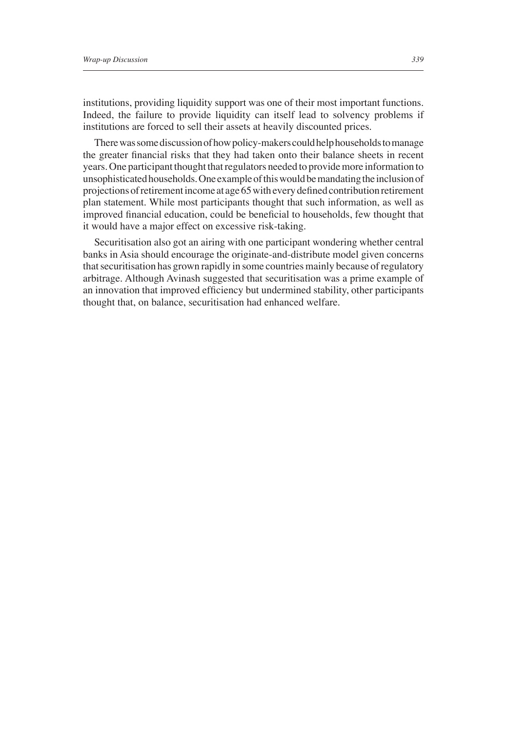institutions, providing liquidity support was one of their most important functions. Indeed, the failure to provide liquidity can itself lead to solvency problems if institutions are forced to sell their assets at heavily discounted prices.

There was some discussion of how policy-makers could help households to manage the greater financial risks that they had taken onto their balance sheets in recent years. One participant thought that regulators needed to provide more information to unsophisticated households. One example of this would be mandating the inclusion of projections of retirement income at age 65 with every defined contribution retirement plan statement. While most participants thought that such information, as well as improved financial education, could be beneficial to households, few thought that it would have a major effect on excessive risk-taking.

Securitisation also got an airing with one participant wondering whether central banks in Asia should encourage the originate-and-distribute model given concerns that securitisation has grown rapidly in some countries mainly because of regulatory arbitrage. Although Avinash suggested that securitisation was a prime example of an innovation that improved efficiency but undermined stability, other participants thought that, on balance, securitisation had enhanced welfare.